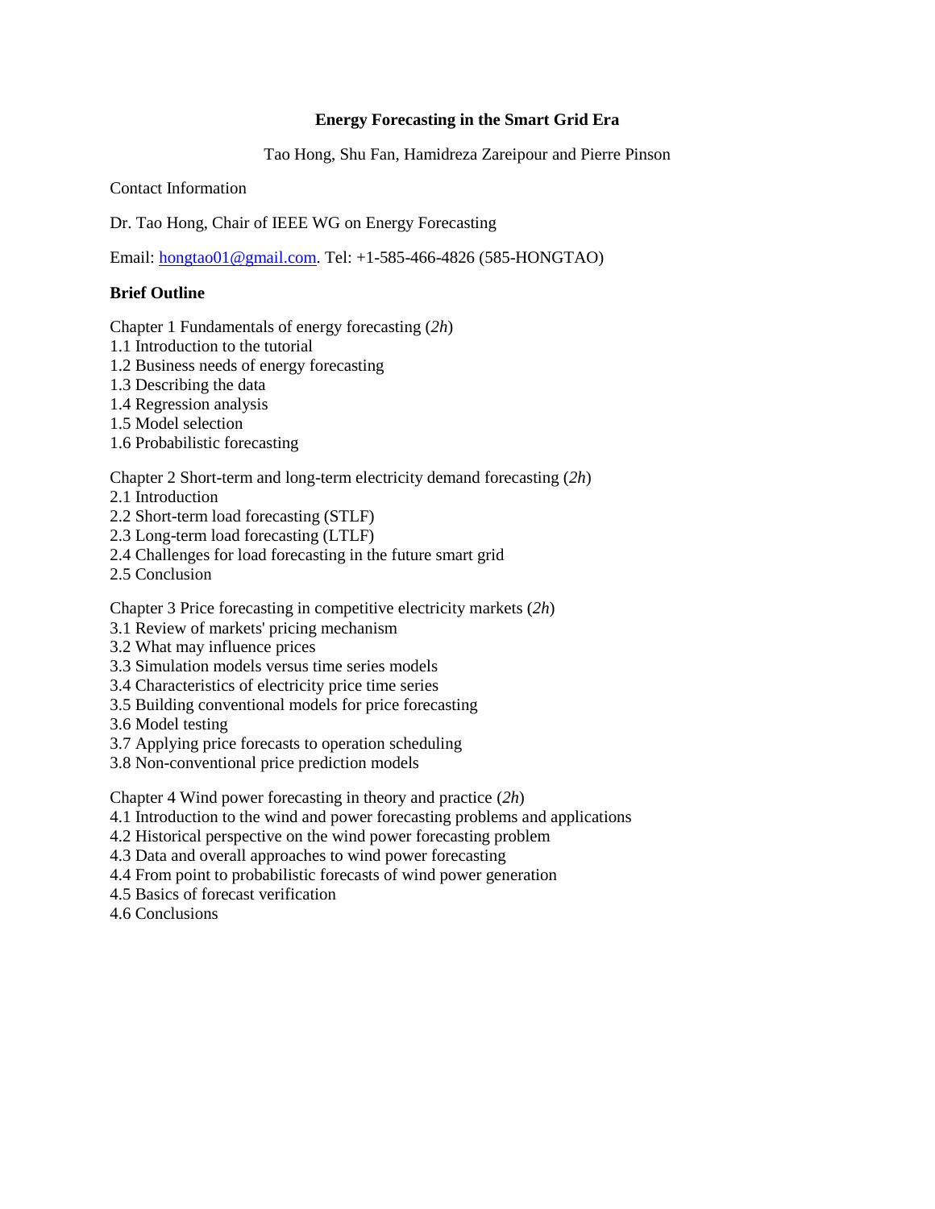# Energy Forecasting in the Smart Grid Era

Tao Hong, Shu Fan, Hamidreza Zareipour and Pierre Pinson

Contact Information

Dr. Tao Hong, Chair of IEEE WG on Energy Forecasting

Email: hongtao01@gmail.com. Tel: +1-585-466-4826 (585-HONGTAO)

## Brief Outline

Chapter 1 Fundamentals of energy forecasting (*2h*)
1.1 Introduction to the tutorial
1.2 Business needs of energy forecasting
1.3 Describing the data
1.4 Regression analysis
1.5 Model selection
1.6 Probabilistic forecasting

Chapter 2 Short-term and long-term electricity demand forecasting (*2h*)
2.1 Introduction
2.2 Short-term load forecasting (STLF)
2.3 Long-term load forecasting (LTLF)
2.4 Challenges for load forecasting in the future smart grid
2.5 Conclusion

Chapter 3 Price forecasting in competitive electricity markets (*2h*)
3.1 Review of markets' pricing mechanism
3.2 What may influence prices
3.3 Simulation models versus time series models
3.4 Characteristics of electricity price time series
3.5 Building conventional models for price forecasting
3.6 Model testing
3.7 Applying price forecasts to operation scheduling
3.8 Non-conventional price prediction models

Chapter 4 Wind power forecasting in theory and practice (*2h*)
4.1 Introduction to the wind and power forecasting problems and applications
4.2 Historical perspective on the wind power forecasting problem
4.3 Data and overall approaches to wind power forecasting
4.4 From point to probabilistic forecasts of wind power generation
4.5 Basics of forecast verification
4.6 Conclusions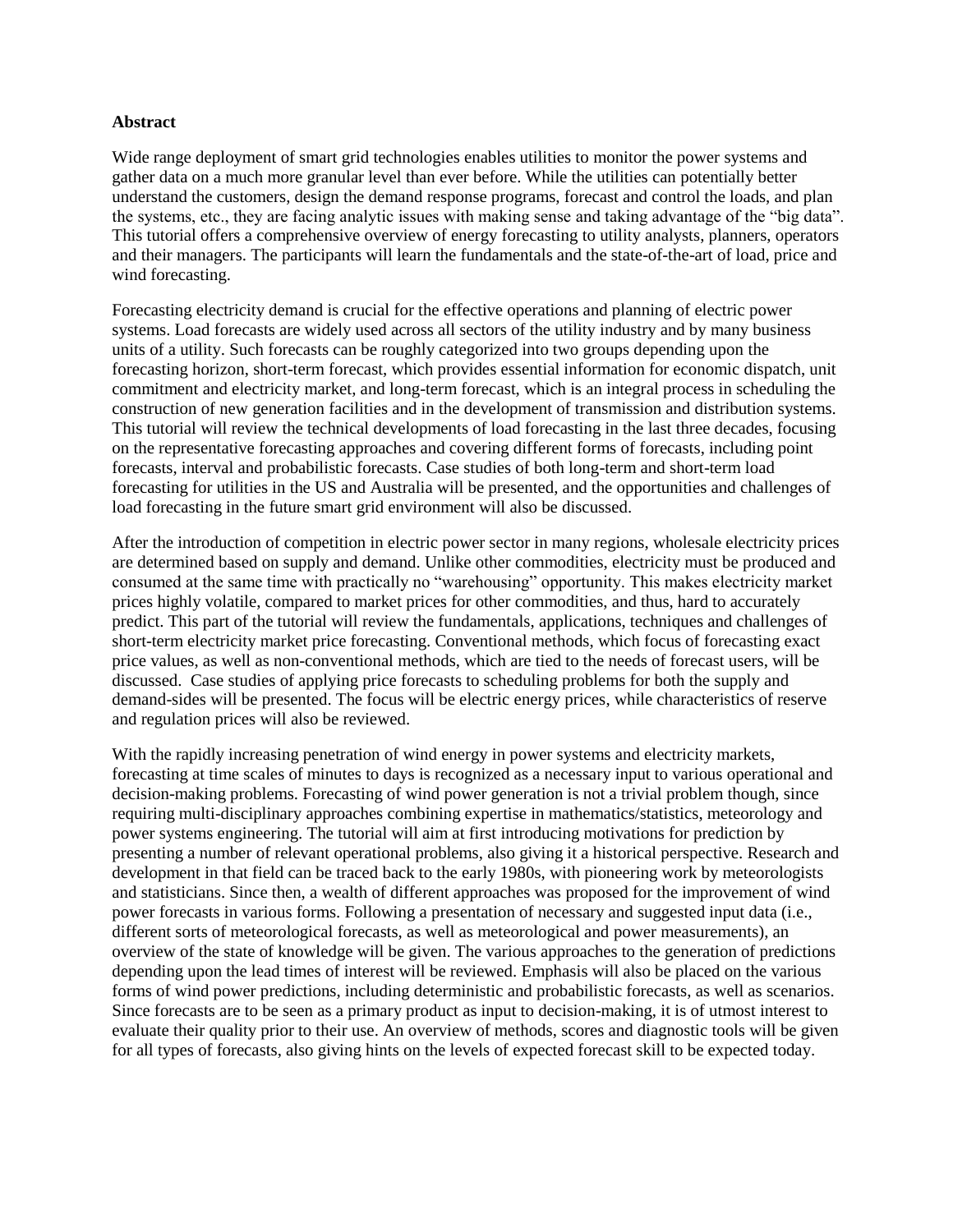**Abstract**

Wide range deployment of smart grid technologies enables utilities to monitor the power systems and gather data on a much more granular level than ever before. While the utilities can potentially better understand the customers, design the demand response programs, forecast and control the loads, and plan the systems, etc., they are facing analytic issues with making sense and taking advantage of the "big data". This tutorial offers a comprehensive overview of energy forecasting to utility analysts, planners, operators and their managers. The participants will learn the fundamentals and the state-of-the-art of load, price and wind forecasting.

Forecasting electricity demand is crucial for the effective operations and planning of electric power systems. Load forecasts are widely used across all sectors of the utility industry and by many business units of a utility. Such forecasts can be roughly categorized into two groups depending upon the forecasting horizon, short-term forecast, which provides essential information for economic dispatch, unit commitment and electricity market, and long-term forecast, which is an integral process in scheduling the construction of new generation facilities and in the development of transmission and distribution systems. This tutorial will review the technical developments of load forecasting in the last three decades, focusing on the representative forecasting approaches and covering different forms of forecasts, including point forecasts, interval and probabilistic forecasts. Case studies of both long-term and short-term load forecasting for utilities in the US and Australia will be presented, and the opportunities and challenges of load forecasting in the future smart grid environment will also be discussed.

After the introduction of competition in electric power sector in many regions, wholesale electricity prices are determined based on supply and demand. Unlike other commodities, electricity must be produced and consumed at the same time with practically no "warehousing" opportunity. This makes electricity market prices highly volatile, compared to market prices for other commodities, and thus, hard to accurately predict. This part of the tutorial will review the fundamentals, applications, techniques and challenges of short-term electricity market price forecasting. Conventional methods, which focus of forecasting exact price values, as well as non-conventional methods, which are tied to the needs of forecast users, will be discussed. Case studies of applying price forecasts to scheduling problems for both the supply and demand-sides will be presented. The focus will be electric energy prices, while characteristics of reserve and regulation prices will also be reviewed.

With the rapidly increasing penetration of wind energy in power systems and electricity markets, forecasting at time scales of minutes to days is recognized as a necessary input to various operational and decision-making problems. Forecasting of wind power generation is not a trivial problem though, since requiring multi-disciplinary approaches combining expertise in mathematics/statistics, meteorology and power systems engineering. The tutorial will aim at first introducing motivations for prediction by presenting a number of relevant operational problems, also giving it a historical perspective. Research and development in that field can be traced back to the early 1980s, with pioneering work by meteorologists and statisticians. Since then, a wealth of different approaches was proposed for the improvement of wind power forecasts in various forms. Following a presentation of necessary and suggested input data (i.e., different sorts of meteorological forecasts, as well as meteorological and power measurements), an overview of the state of knowledge will be given. The various approaches to the generation of predictions depending upon the lead times of interest will be reviewed. Emphasis will also be placed on the various forms of wind power predictions, including deterministic and probabilistic forecasts, as well as scenarios. Since forecasts are to be seen as a primary product as input to decision-making, it is of utmost interest to evaluate their quality prior to their use. An overview of methods, scores and diagnostic tools will be given for all types of forecasts, also giving hints on the levels of expected forecast skill to be expected today.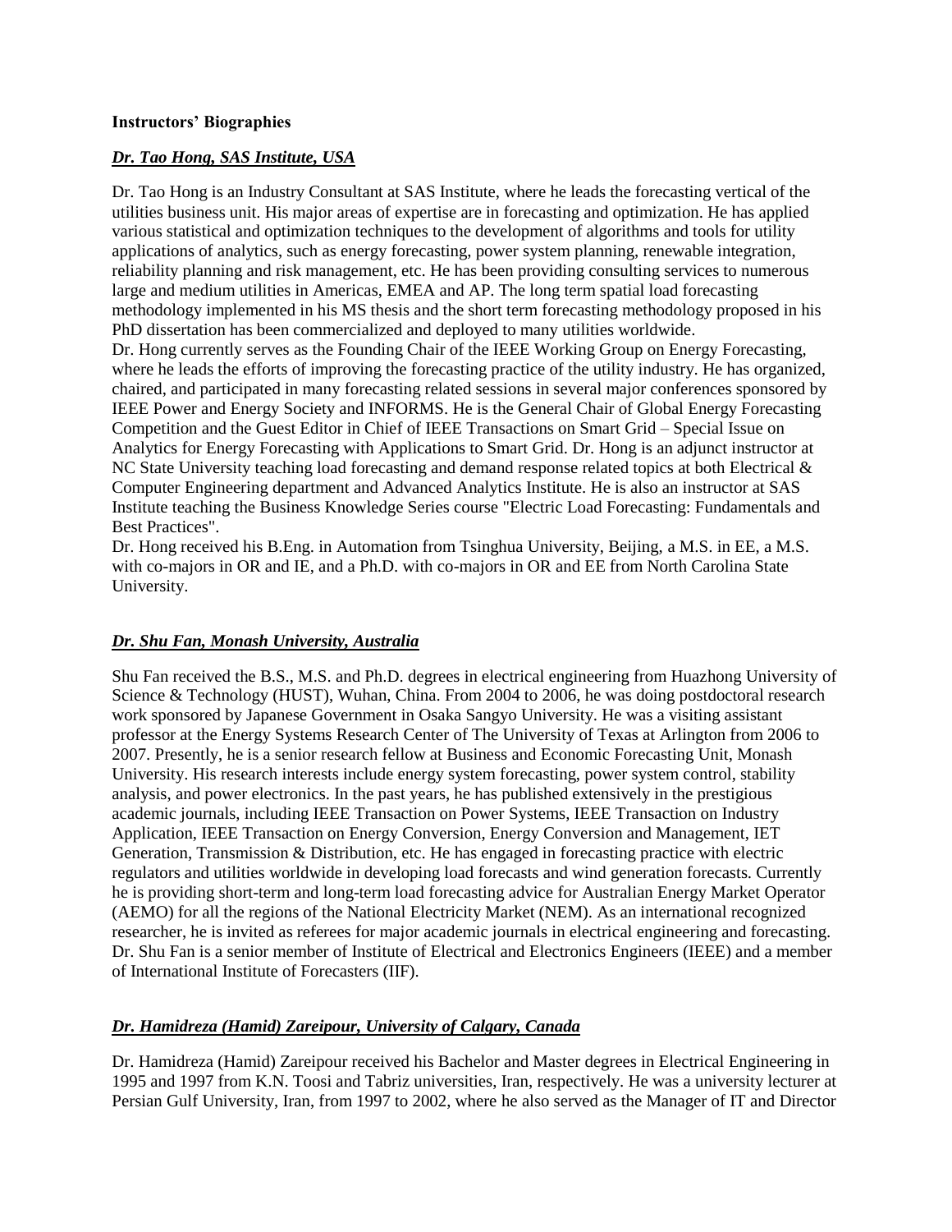**Instructors' Biographies**

***Dr. Tao Hong, SAS Institute, USA***

Dr. Tao Hong is an Industry Consultant at SAS Institute, where he leads the forecasting vertical of the utilities business unit. His major areas of expertise are in forecasting and optimization. He has applied various statistical and optimization techniques to the development of algorithms and tools for utility applications of analytics, such as energy forecasting, power system planning, renewable integration, reliability planning and risk management, etc. He has been providing consulting services to numerous large and medium utilities in Americas, EMEA and AP. The long term spatial load forecasting methodology implemented in his MS thesis and the short term forecasting methodology proposed in his PhD dissertation has been commercialized and deployed to many utilities worldwide.
Dr. Hong currently serves as the Founding Chair of the IEEE Working Group on Energy Forecasting, where he leads the efforts of improving the forecasting practice of the utility industry. He has organized, chaired, and participated in many forecasting related sessions in several major conferences sponsored by IEEE Power and Energy Society and INFORMS. He is the General Chair of Global Energy Forecasting Competition and the Guest Editor in Chief of IEEE Transactions on Smart Grid – Special Issue on Analytics for Energy Forecasting with Applications to Smart Grid. Dr. Hong is an adjunct instructor at NC State University teaching load forecasting and demand response related topics at both Electrical & Computer Engineering department and Advanced Analytics Institute. He is also an instructor at SAS Institute teaching the Business Knowledge Series course "Electric Load Forecasting: Fundamentals and Best Practices".
Dr. Hong received his B.Eng. in Automation from Tsinghua University, Beijing, a M.S. in EE, a M.S. with co-majors in OR and IE, and a Ph.D. with co-majors in OR and EE from North Carolina State University.

***Dr. Shu Fan, Monash University, Australia***

Shu Fan received the B.S., M.S. and Ph.D. degrees in electrical engineering from Huazhong University of Science & Technology (HUST), Wuhan, China. From 2004 to 2006, he was doing postdoctoral research work sponsored by Japanese Government in Osaka Sangyo University. He was a visiting assistant professor at the Energy Systems Research Center of The University of Texas at Arlington from 2006 to 2007. Presently, he is a senior research fellow at Business and Economic Forecasting Unit, Monash University. His research interests include energy system forecasting, power system control, stability analysis, and power electronics. In the past years, he has published extensively in the prestigious academic journals, including IEEE Transaction on Power Systems, IEEE Transaction on Industry Application, IEEE Transaction on Energy Conversion, Energy Conversion and Management, IET Generation, Transmission & Distribution, etc. He has engaged in forecasting practice with electric regulators and utilities worldwide in developing load forecasts and wind generation forecasts. Currently he is providing short-term and long-term load forecasting advice for Australian Energy Market Operator (AEMO) for all the regions of the National Electricity Market (NEM). As an international recognized researcher, he is invited as referees for major academic journals in electrical engineering and forecasting. Dr. Shu Fan is a senior member of Institute of Electrical and Electronics Engineers (IEEE) and a member of International Institute of Forecasters (IIF).

***Dr. Hamidreza (Hamid) Zareipour, University of Calgary, Canada***

Dr. Hamidreza (Hamid) Zareipour received his Bachelor and Master degrees in Electrical Engineering in 1995 and 1997 from K.N. Toosi and Tabriz universities, Iran, respectively. He was a university lecturer at Persian Gulf University, Iran, from 1997 to 2002, where he also served as the Manager of IT and Director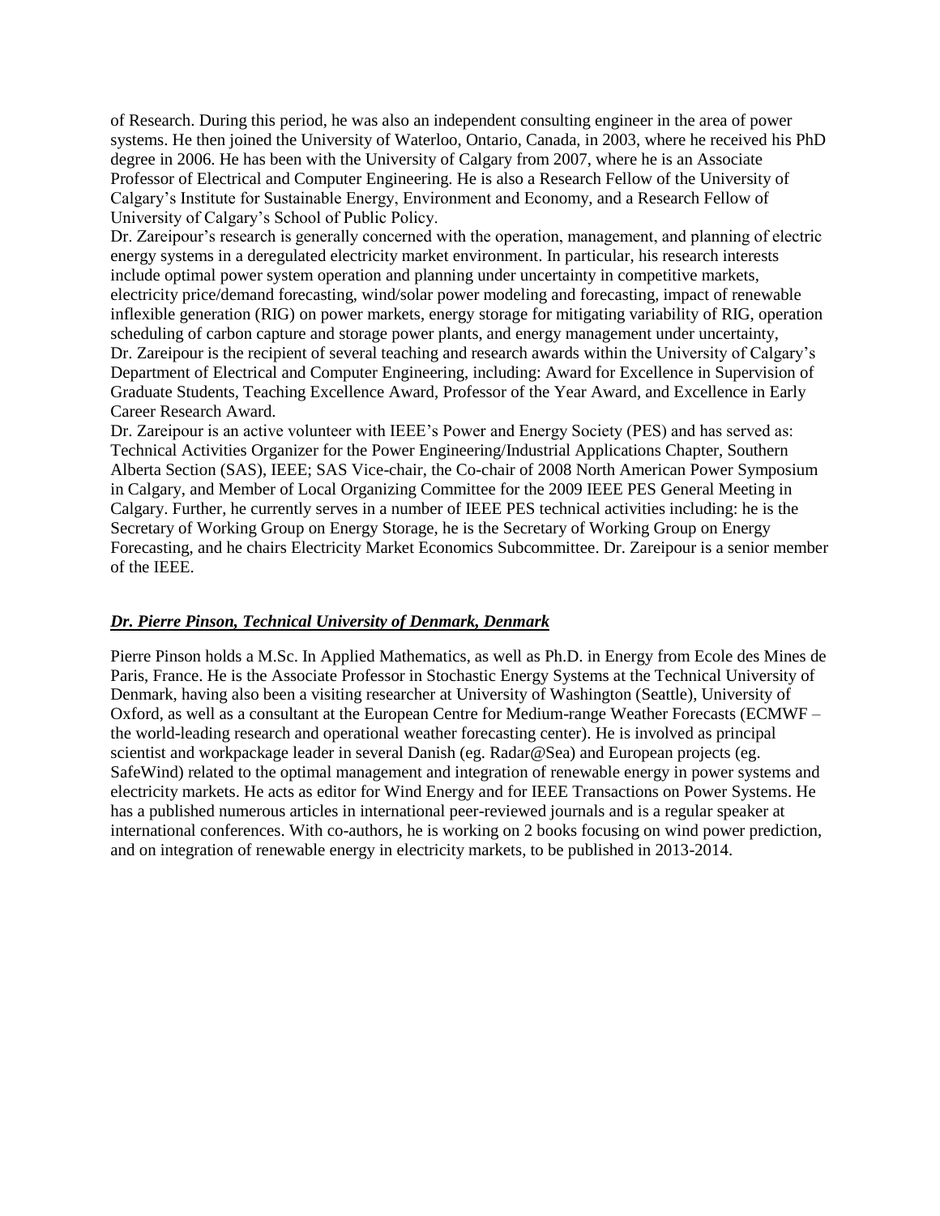of Research. During this period, he was also an independent consulting engineer in the area of power systems. He then joined the University of Waterloo, Ontario, Canada, in 2003, where he received his PhD degree in 2006. He has been with the University of Calgary from 2007, where he is an Associate Professor of Electrical and Computer Engineering. He is also a Research Fellow of the University of Calgary's Institute for Sustainable Energy, Environment and Economy, and a Research Fellow of University of Calgary's School of Public Policy.

Dr. Zareipour's research is generally concerned with the operation, management, and planning of electric energy systems in a deregulated electricity market environment. In particular, his research interests include optimal power system operation and planning under uncertainty in competitive markets, electricity price/demand forecasting, wind/solar power modeling and forecasting, impact of renewable inflexible generation (RIG) on power markets, energy storage for mitigating variability of RIG, operation scheduling of carbon capture and storage power plants, and energy management under uncertainty,

Dr. Zareipour is the recipient of several teaching and research awards within the University of Calgary's Department of Electrical and Computer Engineering, including: Award for Excellence in Supervision of Graduate Students, Teaching Excellence Award, Professor of the Year Award, and Excellence in Early Career Research Award.

Dr. Zareipour is an active volunteer with IEEE's Power and Energy Society (PES) and has served as: Technical Activities Organizer for the Power Engineering/Industrial Applications Chapter, Southern Alberta Section (SAS), IEEE; SAS Vice-chair, the Co-chair of 2008 North American Power Symposium in Calgary, and Member of Local Organizing Committee for the 2009 IEEE PES General Meeting in Calgary. Further, he currently serves in a number of IEEE PES technical activities including: he is the Secretary of Working Group on Energy Storage, he is the Secretary of Working Group on Energy Forecasting, and he chairs Electricity Market Economics Subcommittee. Dr. Zareipour is a senior member of the IEEE.

***Dr. Pierre Pinson, Technical University of Denmark, Denmark***

Pierre Pinson holds a M.Sc. In Applied Mathematics, as well as Ph.D. in Energy from Ecole des Mines de Paris, France. He is the Associate Professor in Stochastic Energy Systems at the Technical University of Denmark, having also been a visiting researcher at University of Washington (Seattle), University of Oxford, as well as a consultant at the European Centre for Medium-range Weather Forecasts (ECMWF – the world-leading research and operational weather forecasting center). He is involved as principal scientist and workpackage leader in several Danish (eg. Radar@Sea) and European projects (eg. SafeWind) related to the optimal management and integration of renewable energy in power systems and electricity markets. He acts as editor for Wind Energy and for IEEE Transactions on Power Systems. He has a published numerous articles in international peer-reviewed journals and is a regular speaker at international conferences. With co-authors, he is working on 2 books focusing on wind power prediction, and on integration of renewable energy in electricity markets, to be published in 2013-2014.